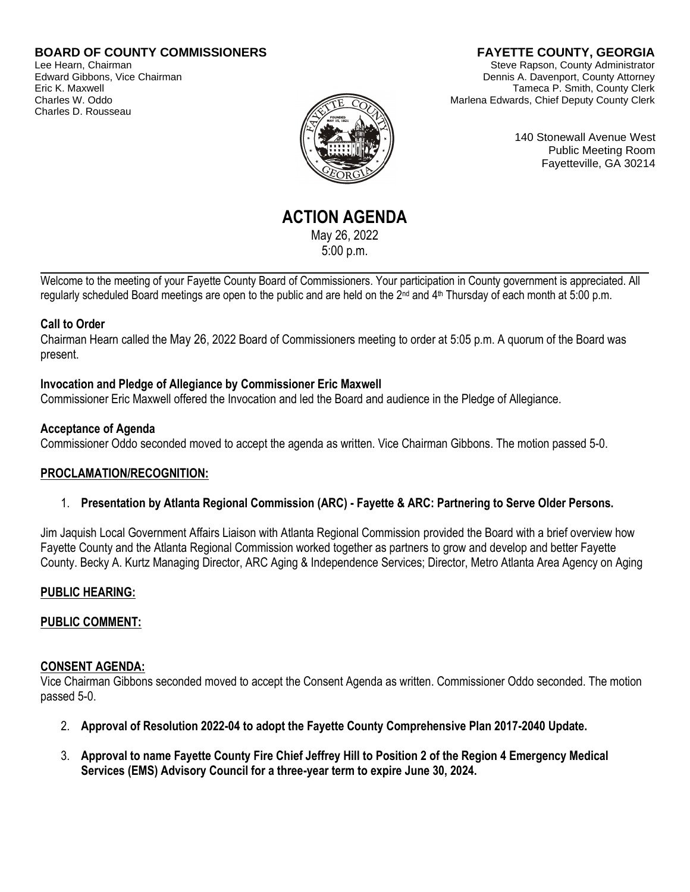**BOARD OF COUNTY COMMISSIONERS**
Lee Hearn, Chairman
Edward Gibbons, Vice Chairman
Eric K. Maxwell
Charles W. Oddo
Charles D. Rousseau

**FAYETTE COUNTY, GEORGIA**
Steve Rapson, County Administrator
Dennis A. Davenport, County Attorney
Tameca P. Smith, County Clerk
Marlena Edwards, Chief Deputy County Clerk

140 Stonewall Avenue West
Public Meeting Room
Fayetteville, GA 30214

# ACTION AGENDA

May 26, 2022
5:00 p.m.

---

Welcome to the meeting of your Fayette County Board of Commissioners. Your participation in County government is appreciated. All regularly scheduled Board meetings are open to the public and are held on the 2nd and 4th Thursday of each month at 5:00 p.m.

**Call to Order**

Chairman Hearn called the May 26, 2022 Board of Commissioners meeting to order at 5:05 p.m. A quorum of the Board was present.

**Invocation and Pledge of Allegiance by Commissioner Eric Maxwell**

Commissioner Eric Maxwell offered the Invocation and led the Board and audience in the Pledge of Allegiance.

**Acceptance of Agenda**

Commissioner Oddo seconded moved to accept the agenda as written. Vice Chairman Gibbons. The motion passed 5-0.

**PROCLAMATION/RECOGNITION:**

1. **Presentation by Atlanta Regional Commission (ARC) - Fayette & ARC: Partnering to Serve Older Persons.**

Jim Jaquish Local Government Affairs Liaison with Atlanta Regional Commission provided the Board with a brief overview how Fayette County and the Atlanta Regional Commission worked together as partners to grow and develop and better Fayette County. Becky A. Kurtz Managing Director, ARC Aging & Independence Services; Director, Metro Atlanta Area Agency on Aging

**PUBLIC HEARING:**

**PUBLIC COMMENT:**

**CONSENT AGENDA:**

Vice Chairman Gibbons seconded moved to accept the Consent Agenda as written. Commissioner Oddo seconded. The motion passed 5-0.

2. **Approval of Resolution 2022-04 to adopt the Fayette County Comprehensive Plan 2017-2040 Update.**

3. **Approval to name Fayette County Fire Chief Jeffrey Hill to Position 2 of the Region 4 Emergency Medical Services (EMS) Advisory Council for a three-year term to expire June 30, 2024.**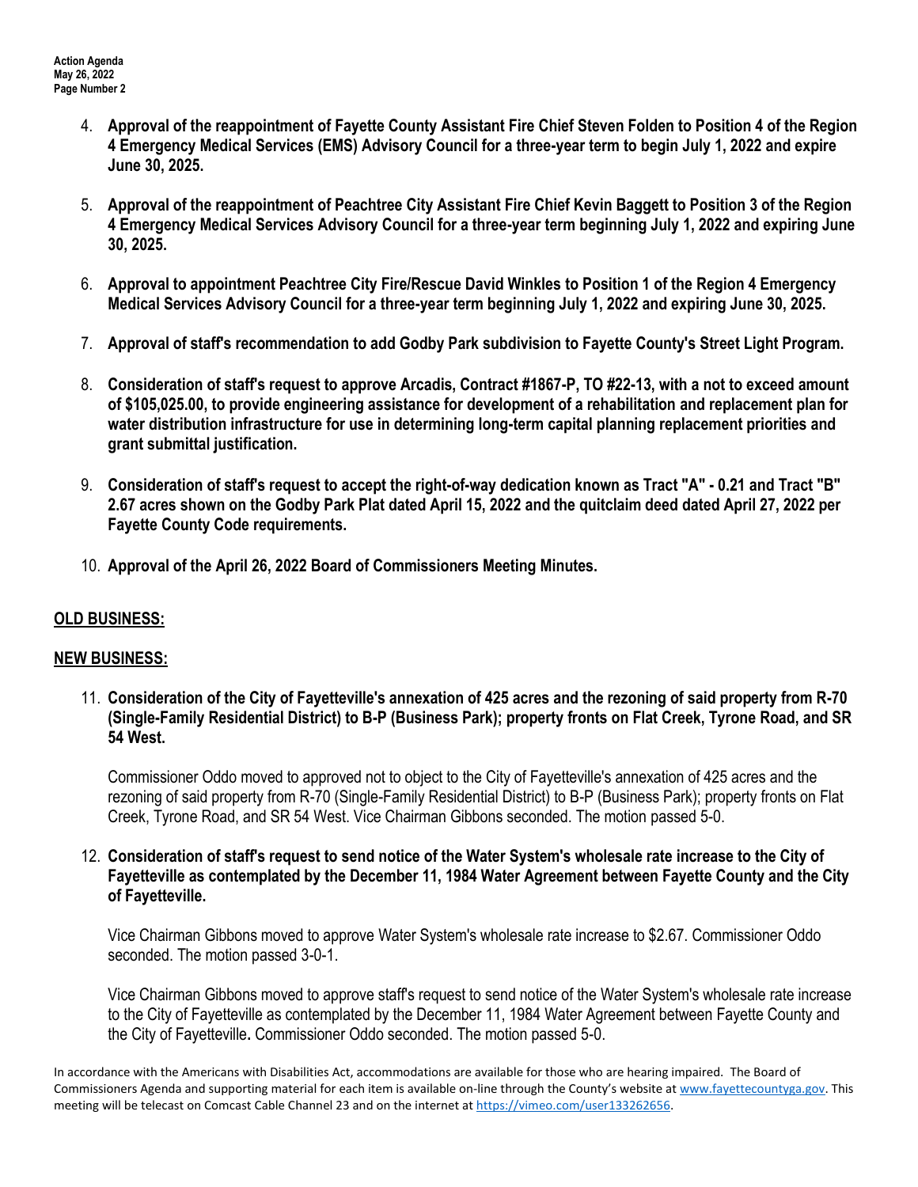4. **Approval of the reappointment of Fayette County Assistant Fire Chief Steven Folden to Position 4 of the Region 4 Emergency Medical Services (EMS) Advisory Council for a three-year term to begin July 1, 2022 and expire June 30, 2025.**

5. **Approval of the reappointment of Peachtree City Assistant Fire Chief Kevin Baggett to Position 3 of the Region 4 Emergency Medical Services Advisory Council for a three-year term beginning July 1, 2022 and expiring June 30, 2025.**

6. **Approval to appointment Peachtree City Fire/Rescue David Winkles to Position 1 of the Region 4 Emergency Medical Services Advisory Council for a three-year term beginning July 1, 2022 and expiring June 30, 2025.**

7. **Approval of staff's recommendation to add Godby Park subdivision to Fayette County's Street Light Program.**

8. **Consideration of staff's request to approve Arcadis, Contract #1867-P, TO #22-13, with a not to exceed amount of $105,025.00, to provide engineering assistance for development of a rehabilitation and replacement plan for water distribution infrastructure for use in determining long-term capital planning replacement priorities and grant submittal justification.**

9. **Consideration of staff's request to accept the right-of-way dedication known as Tract "A" - 0.21 and Tract "B" 2.67 acres shown on the Godby Park Plat dated April 15, 2022 and the quitclaim deed dated April 27, 2022 per Fayette County Code requirements.**

10. **Approval of the April 26, 2022 Board of Commissioners Meeting Minutes.**

## OLD BUSINESS:

## NEW BUSINESS:

11. **Consideration of the City of Fayetteville's annexation of 425 acres and the rezoning of said property from R-70 (Single-Family Residential District) to B-P (Business Park); property fronts on Flat Creek, Tyrone Road, and SR 54 West.**

    Commissioner Oddo moved to approved not to object to the City of Fayetteville's annexation of 425 acres and the rezoning of said property from R-70 (Single-Family Residential District) to B-P (Business Park); property fronts on Flat Creek, Tyrone Road, and SR 54 West. Vice Chairman Gibbons seconded. The motion passed 5-0.

12. **Consideration of staff's request to send notice of the Water System's wholesale rate increase to the City of Fayetteville as contemplated by the December 11, 1984 Water Agreement between Fayette County and the City of Fayetteville.**

    Vice Chairman Gibbons moved to approve Water System's wholesale rate increase to $2.67. Commissioner Oddo seconded. The motion passed 3-0-1.

    Vice Chairman Gibbons moved to approve staff's request to send notice of the Water System's wholesale rate increase to the City of Fayetteville as contemplated by the December 11, 1984 Water Agreement between Fayette County and the City of Fayetteville**.** Commissioner Oddo seconded. The motion passed 5-0.

In accordance with the Americans with Disabilities Act, accommodations are available for those who are hearing impaired. The Board of Commissioners Agenda and supporting material for each item is available on-line through the County's website at www.fayettecountyga.gov. This meeting will be telecast on Comcast Cable Channel 23 and on the internet at https://vimeo.com/user133262656.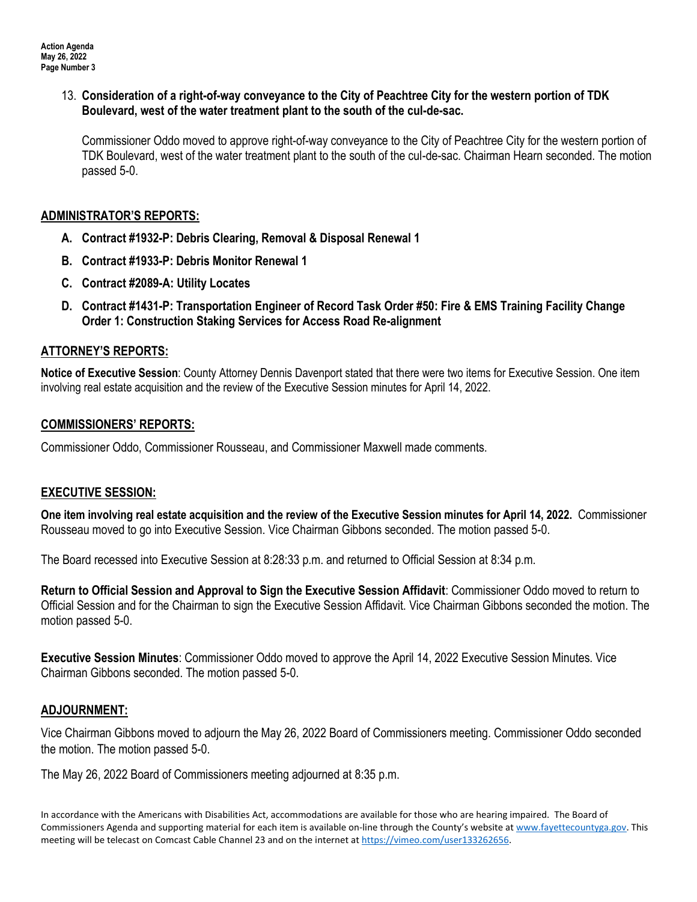13. **Consideration of a right-of-way conveyance to the City of Peachtree City for the western portion of TDK Boulevard, west of the water treatment plant to the south of the cul-de-sac.**

    Commissioner Oddo moved to approve right-of-way conveyance to the City of Peachtree City for the western portion of TDK Boulevard, west of the water treatment plant to the south of the cul-de-sac. Chairman Hearn seconded. The motion passed 5-0.

## ADMINISTRATOR'S REPORTS:

- **A. Contract #1932-P: Debris Clearing, Removal & Disposal Renewal 1**
- **B. Contract #1933-P: Debris Monitor Renewal 1**
- **C. Contract #2089-A: Utility Locates**
- **D. Contract #1431-P: Transportation Engineer of Record Task Order #50: Fire & EMS Training Facility Change Order 1: Construction Staking Services for Access Road Re-alignment**

## ATTORNEY'S REPORTS:

**Notice of Executive Session**: County Attorney Dennis Davenport stated that there were two items for Executive Session. One item involving real estate acquisition and the review of the Executive Session minutes for April 14, 2022.

## COMMISSIONERS' REPORTS:

Commissioner Oddo, Commissioner Rousseau, and Commissioner Maxwell made comments.

## EXECUTIVE SESSION:

**One item involving real estate acquisition and the review of the Executive Session minutes for April 14, 2022.** Commissioner Rousseau moved to go into Executive Session. Vice Chairman Gibbons seconded. The motion passed 5-0.

The Board recessed into Executive Session at 8:28:33 p.m. and returned to Official Session at 8:34 p.m.

**Return to Official Session and Approval to Sign the Executive Session Affidavit**: Commissioner Oddo moved to return to Official Session and for the Chairman to sign the Executive Session Affidavit. Vice Chairman Gibbons seconded the motion. The motion passed 5-0.

**Executive Session Minutes**: Commissioner Oddo moved to approve the April 14, 2022 Executive Session Minutes. Vice Chairman Gibbons seconded. The motion passed 5-0.

## ADJOURNMENT:

Vice Chairman Gibbons moved to adjourn the May 26, 2022 Board of Commissioners meeting. Commissioner Oddo seconded the motion. The motion passed 5-0.

The May 26, 2022 Board of Commissioners meeting adjourned at 8:35 p.m.

In accordance with the Americans with Disabilities Act, accommodations are available for those who are hearing impaired. The Board of Commissioners Agenda and supporting material for each item is available on-line through the County's website at www.fayettecountyga.gov. This meeting will be telecast on Comcast Cable Channel 23 and on the internet at https://vimeo.com/user133262656.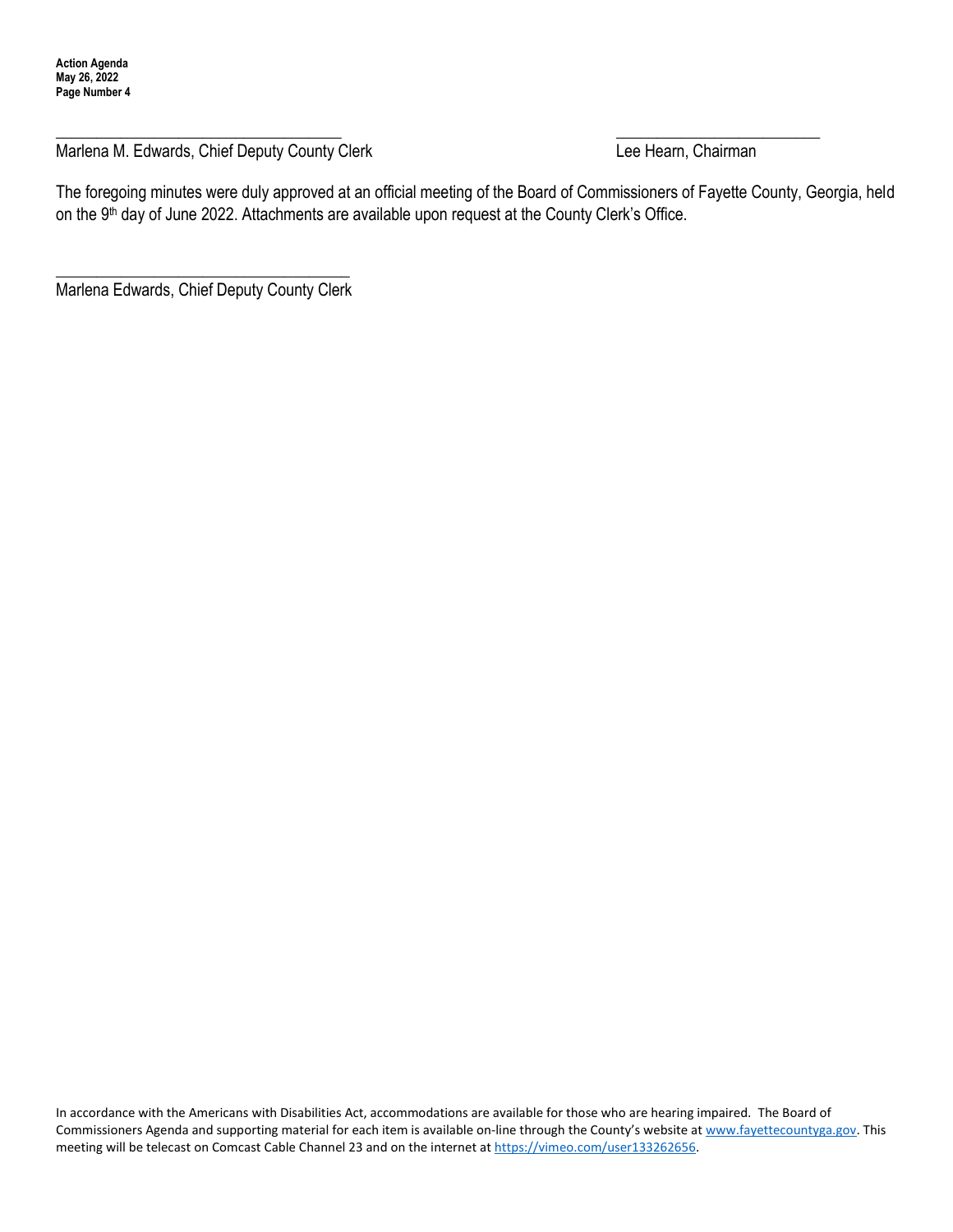\_\_\_\_\_\_\_\_\_\_\_\_\_\_\_\_\_\_\_\_\_\_\_\_\_\_\_\_\_\_\_\_\_\_\_\_
Marlena M. Edwards, Chief Deputy County Clerk

\_\_\_\_\_\_\_\_\_\_\_\_\_\_\_\_\_\_\_\_\_\_\_\_\_\_
Lee Hearn, Chairman

The foregoing minutes were duly approved at an official meeting of the Board of Commissioners of Fayette County, Georgia, held on the 9th day of June 2022. Attachments are available upon request at the County Clerk's Office.

\_\_\_\_\_\_\_\_\_\_\_\_\_\_\_\_\_\_\_\_\_\_\_\_\_\_\_\_\_\_\_\_\_\_\_\_
Marlena Edwards, Chief Deputy County Clerk

In accordance with the Americans with Disabilities Act, accommodations are available for those who are hearing impaired. The Board of Commissioners Agenda and supporting material for each item is available on-line through the County's website at www.fayettecountyga.gov. This meeting will be telecast on Comcast Cable Channel 23 and on the internet at https://vimeo.com/user133262656.